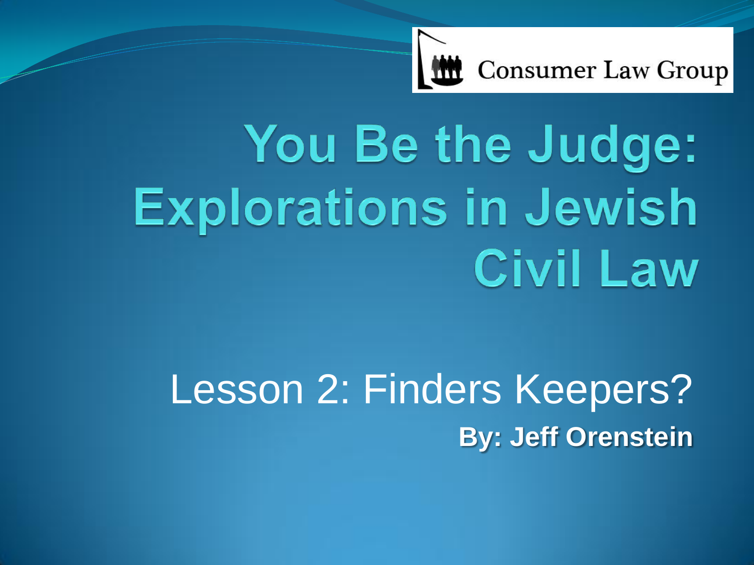Consumer Law Group

# You Be the Judge: Explorations in Jewish Civil Law

## Lesson 2: Finders Keepers?

**By: Jeff Orenstein**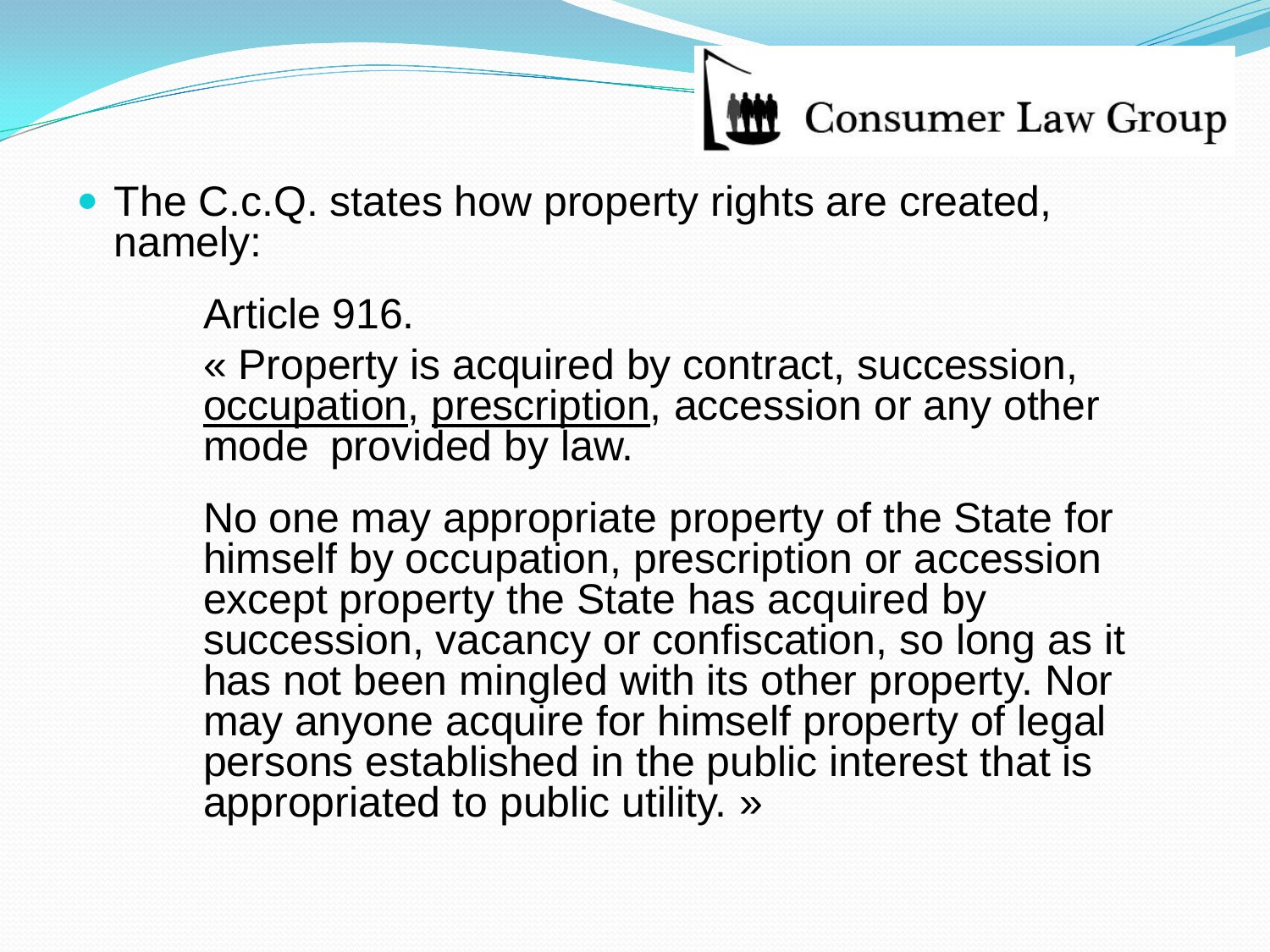- The C.c.Q. states how property rights are created, namely:

  Article 916.

  « Property is acquired by contract, succession, <u>occupation</u>, <u>prescription</u>, accession or any other mode provided by law.

  No one may appropriate property of the State for himself by occupation, prescription or accession except property the State has acquired by succession, vacancy or confiscation, so long as it has not been mingled with its other property. Nor may anyone acquire for himself property of legal persons established in the public interest that is appropriated to public utility. »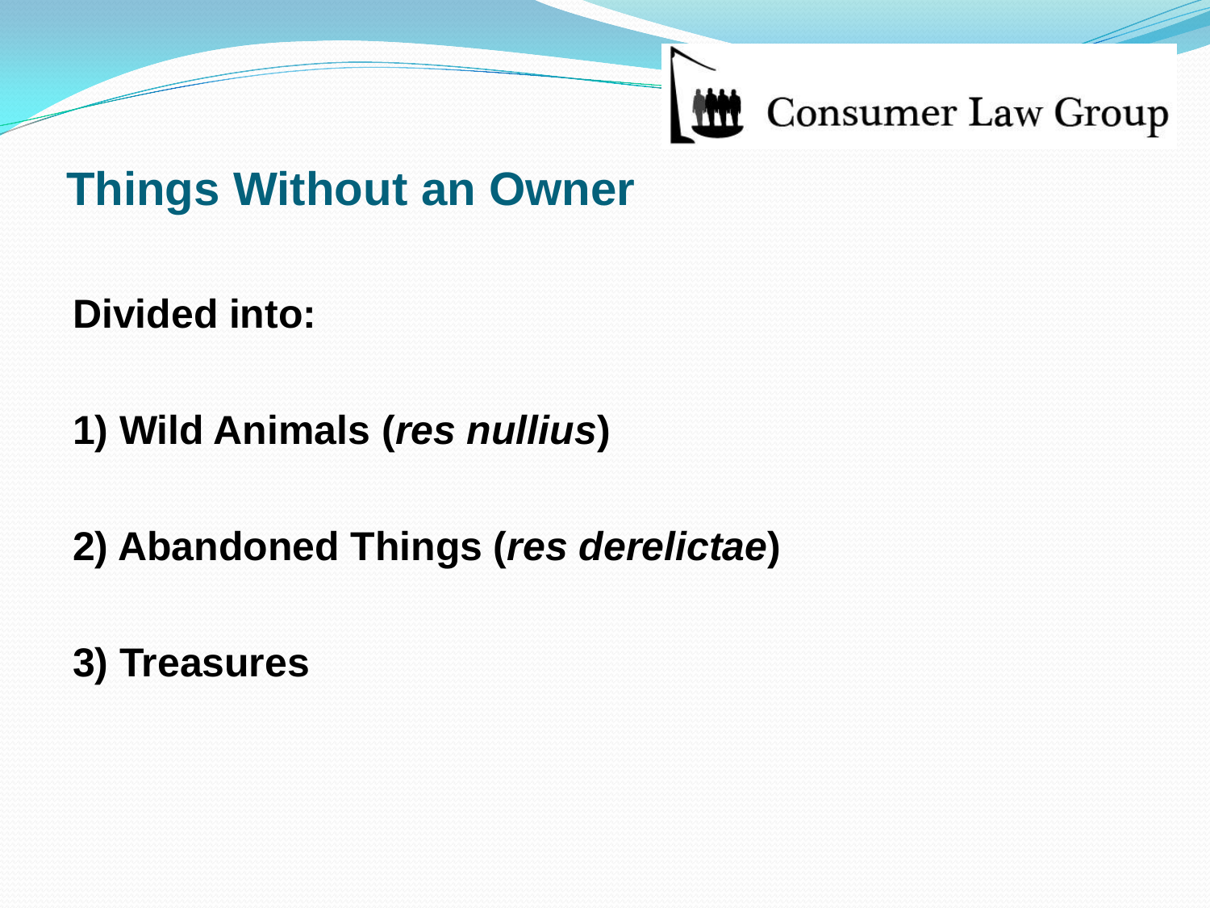## Things Without an Owner

**Divided into:**

**1) Wild Animals (*res nullius*)**

**2) Abandoned Things (*res derelictae*)**

**3) Treasures**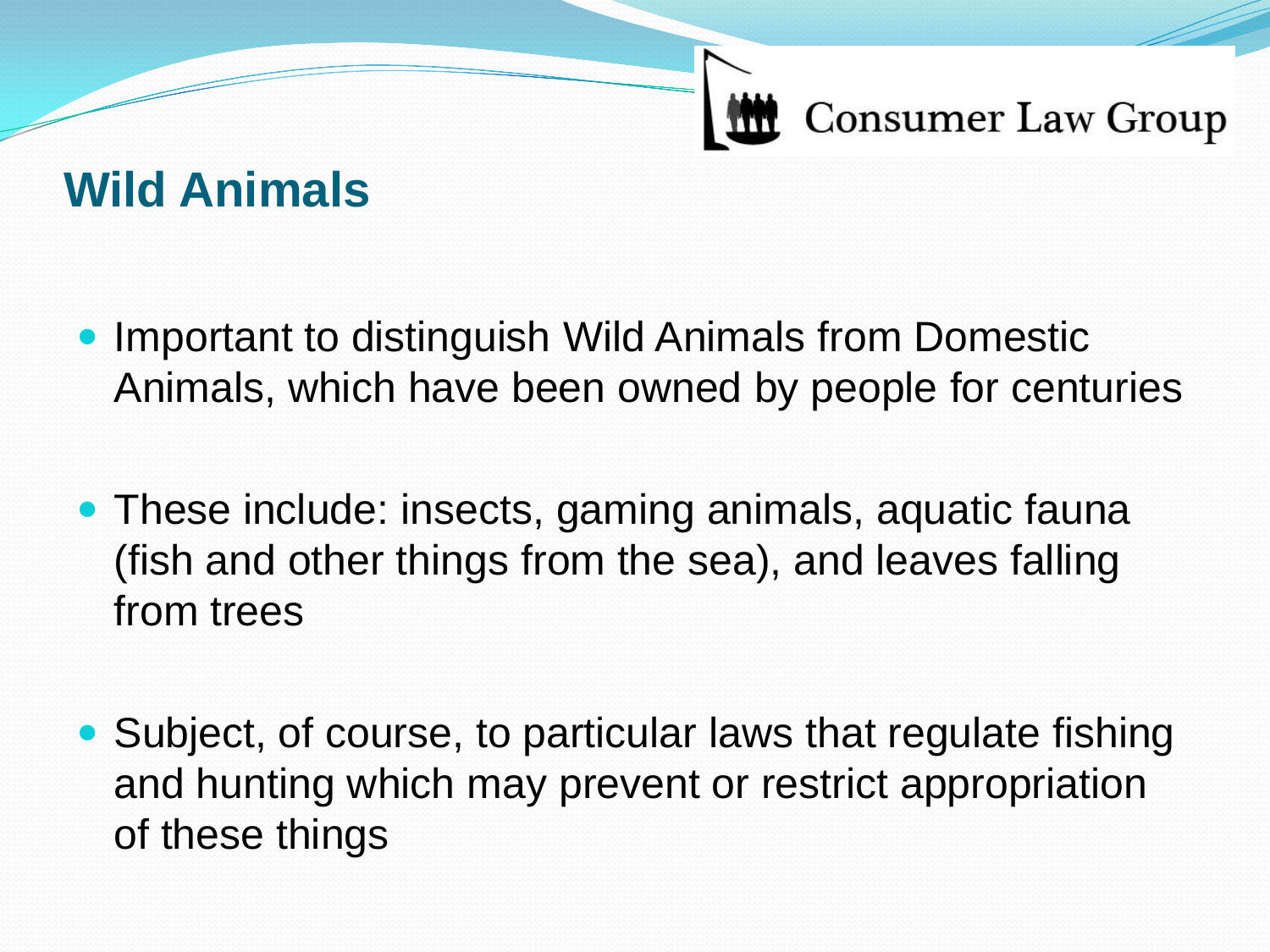## Wild Animals

- Important to distinguish Wild Animals from Domestic Animals, which have been owned by people for centuries
- These include: insects, gaming animals, aquatic fauna (fish and other things from the sea), and leaves falling from trees
- Subject, of course, to particular laws that regulate fishing and hunting which may prevent or restrict appropriation of these things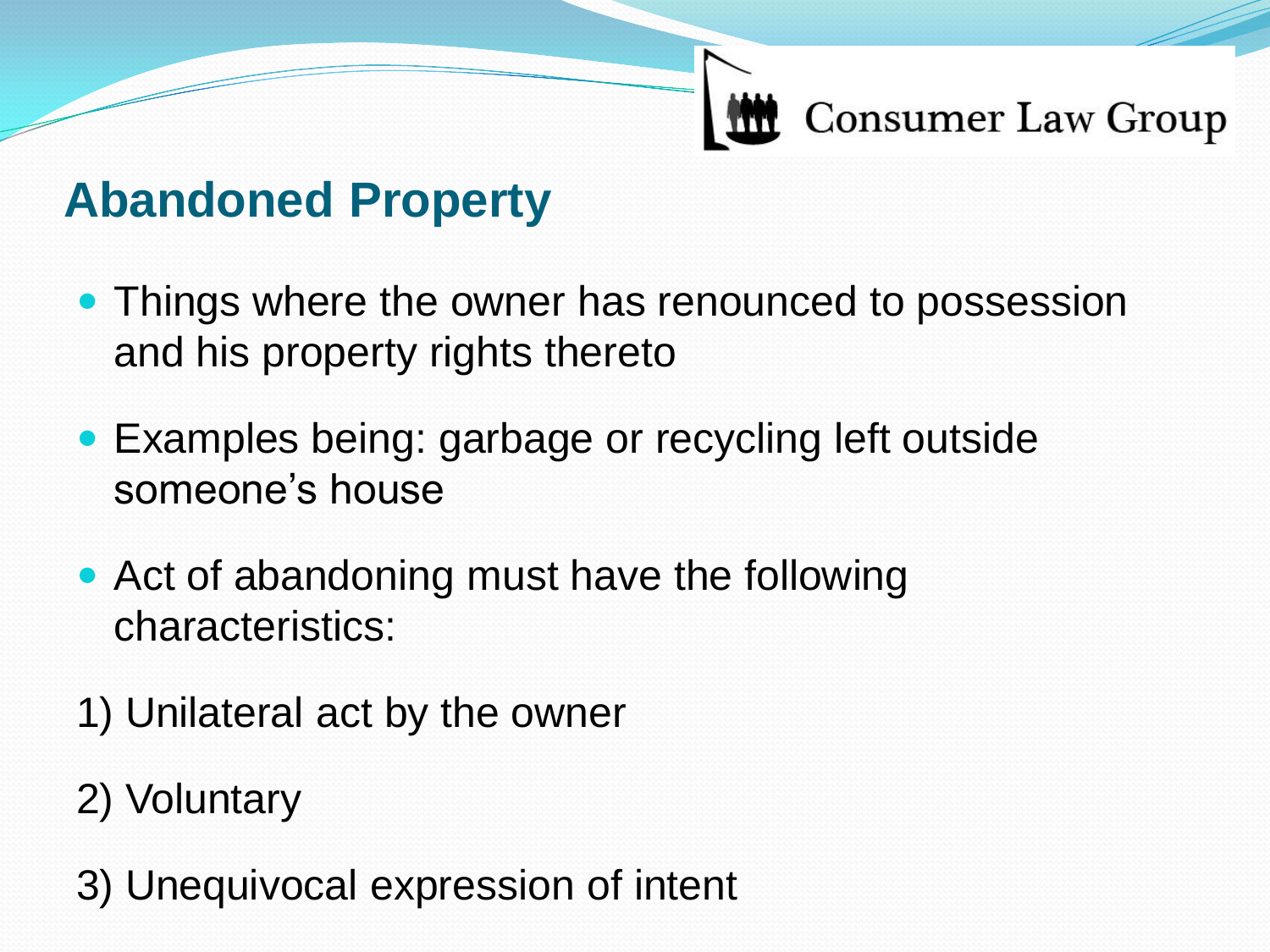## Abandoned Property

- Things where the owner has renounced to possession and his property rights thereto
- Examples being: garbage or recycling left outside someone's house
- Act of abandoning must have the following characteristics:

1) Unilateral act by the owner

2) Voluntary

3) Unequivocal expression of intent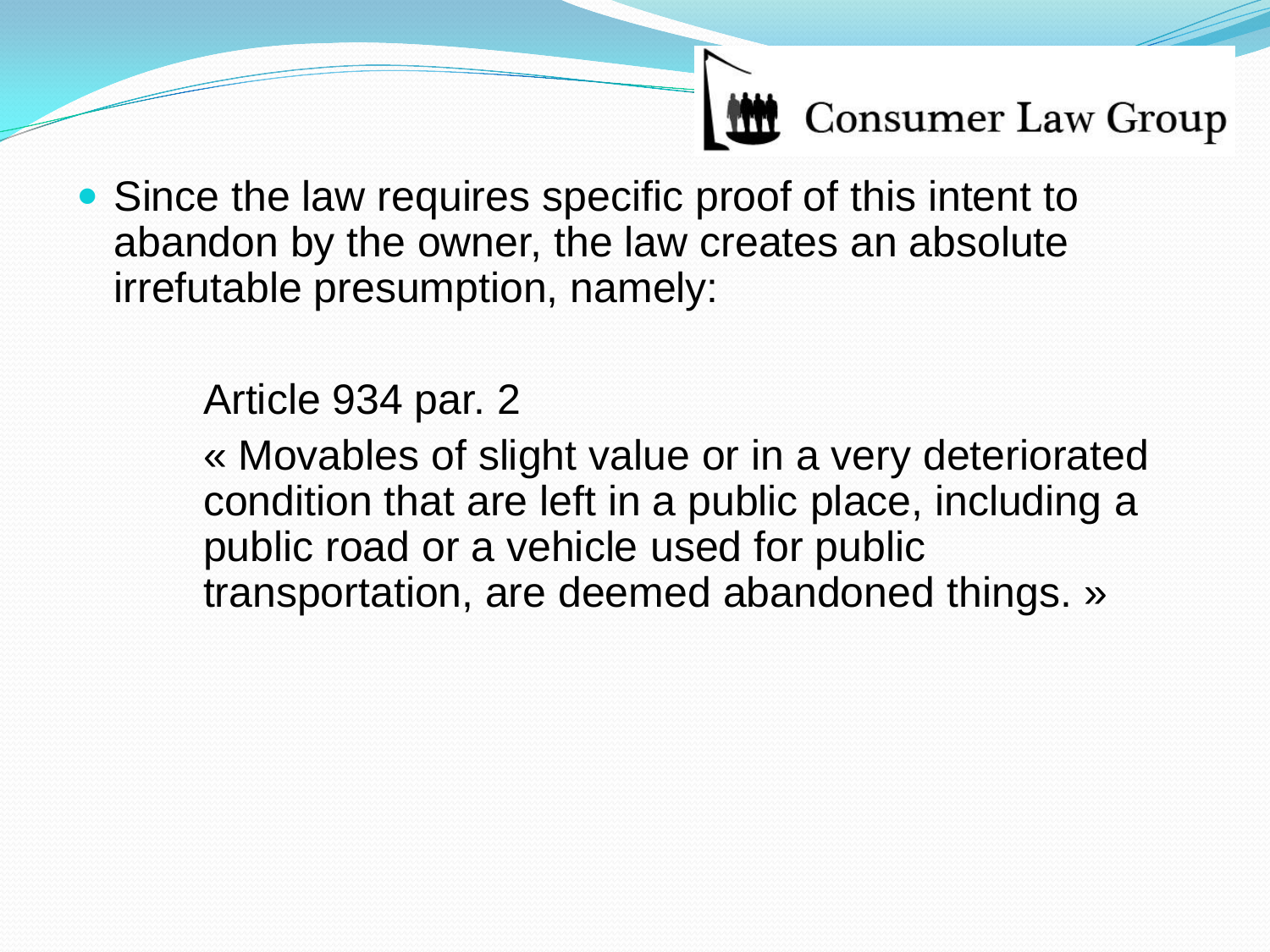- Since the law requires specific proof of this intent to abandon by the owner, the law creates an absolute irrefutable presumption, namely:

> Article 934 par. 2
>
> « Movables of slight value or in a very deteriorated condition that are left in a public place, including a public road or a vehicle used for public transportation, are deemed abandoned things. »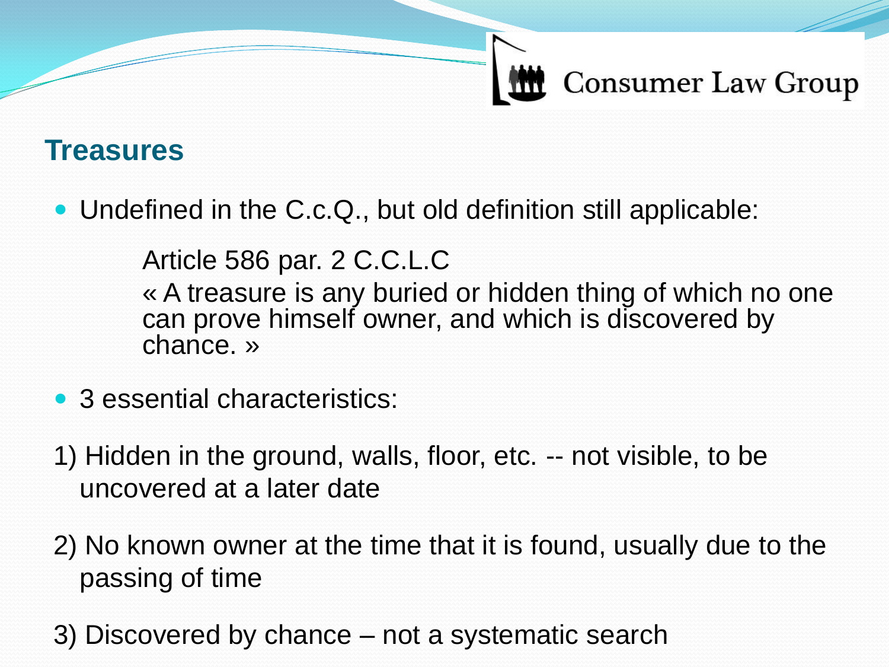## Treasures

- Undefined in the C.c.Q., but old definition still applicable:

  Article 586 par. 2 C.C.L.C

  « A treasure is any buried or hidden thing of which no one can prove himself owner, and which is discovered by chance. »

- 3 essential characteristics:

1) Hidden in the ground, walls, floor, etc. -- not visible, to be uncovered at a later date

2) No known owner at the time that it is found, usually due to the passing of time

3) Discovered by chance – not a systematic search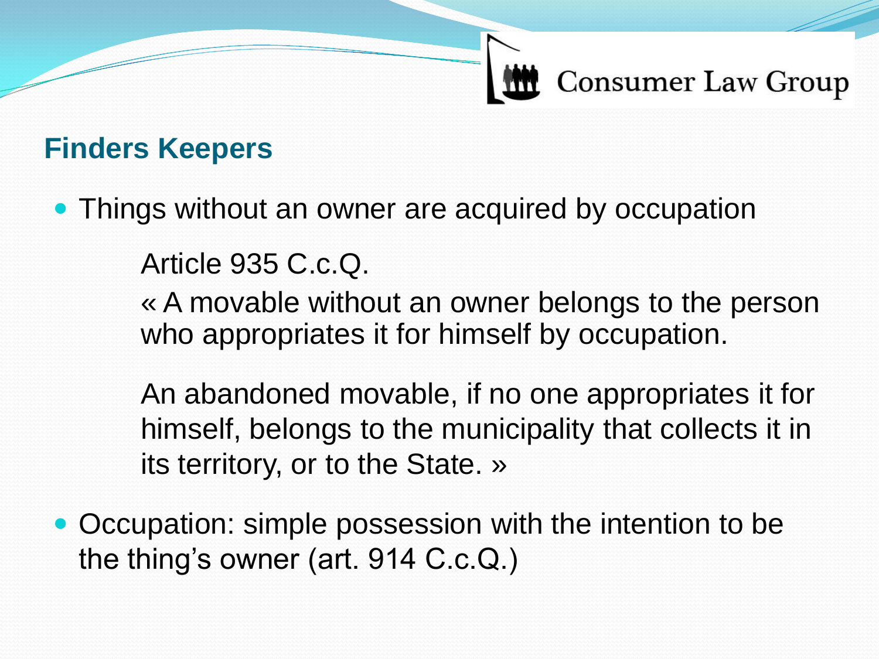## Finders Keepers

- Things without an owner are acquired by occupation

  Article 935 C.c.Q.

  « A movable without an owner belongs to the person who appropriates it for himself by occupation.

  An abandoned movable, if no one appropriates it for himself, belongs to the municipality that collects it in its territory, or to the State. »

- Occupation: simple possession with the intention to be the thing's owner (art. 914 C.c.Q.)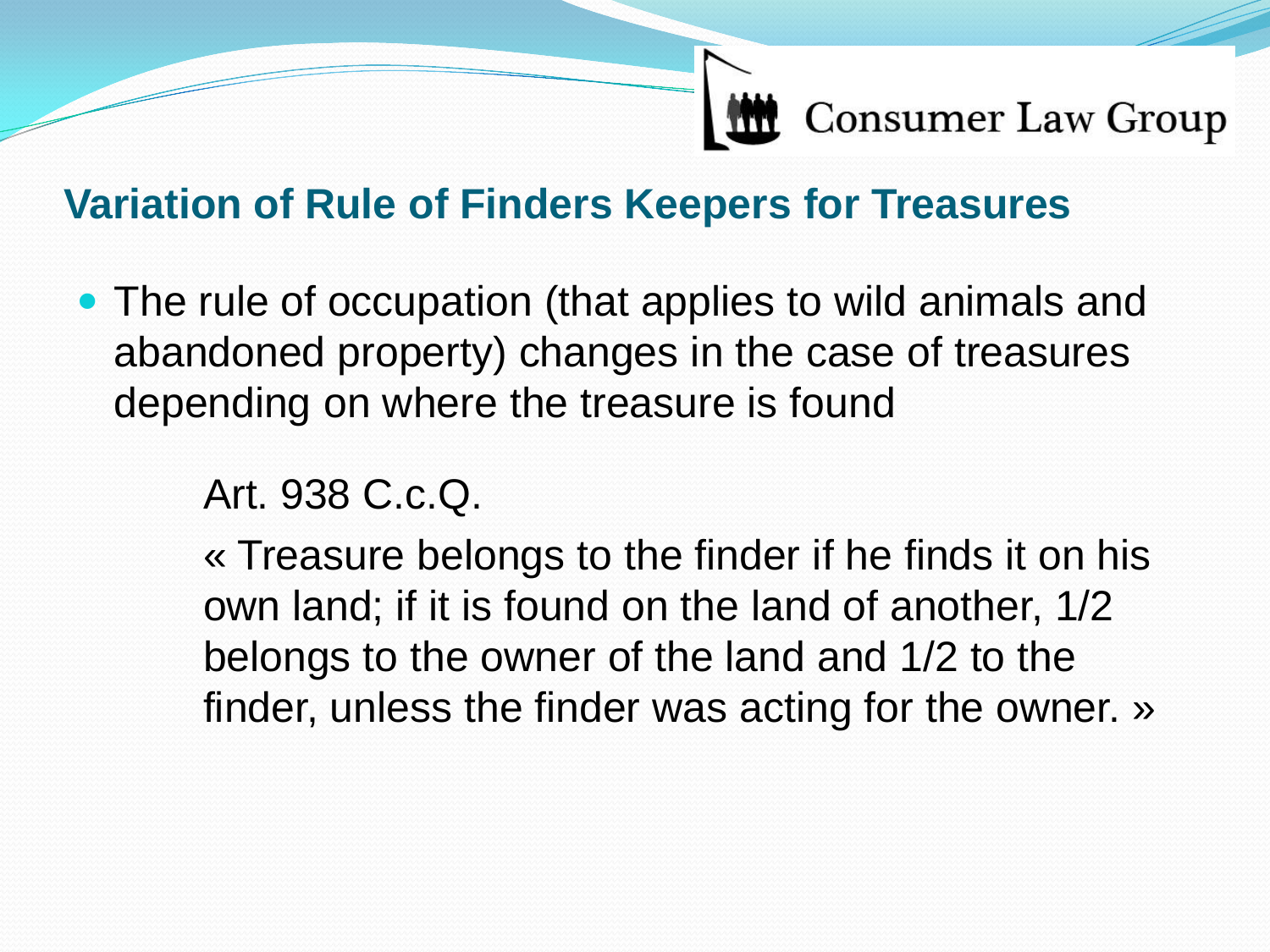## Variation of Rule of Finders Keepers for Treasures

- The rule of occupation (that applies to wild animals and abandoned property) changes in the case of treasures depending on where the treasure is found

  Art. 938 C.c.Q.

  « Treasure belongs to the finder if he finds it on his own land; if it is found on the land of another, 1/2 belongs to the owner of the land and 1/2 to the finder, unless the finder was acting for the owner. »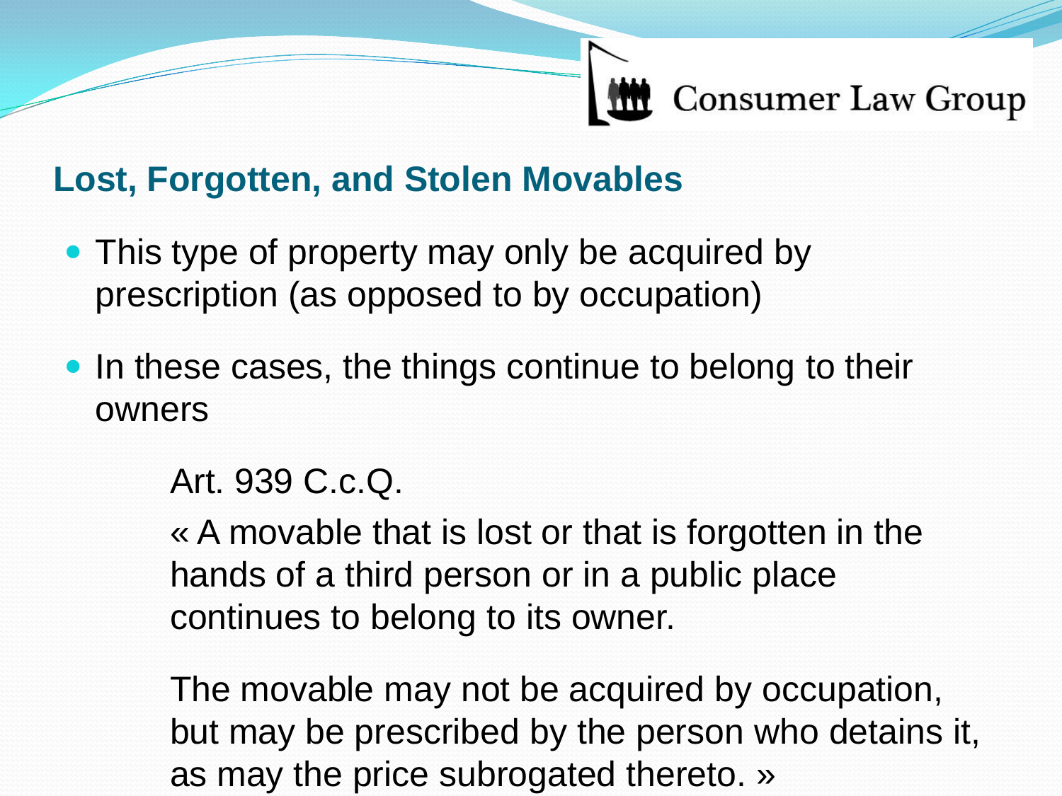## Lost, Forgotten, and Stolen Movables

- This type of property may only be acquired by prescription (as opposed to by occupation)
- In these cases, the things continue to belong to their owners

> Art. 939 C.c.Q.
>
> « A movable that is lost or that is forgotten in the hands of a third person or in a public place continues to belong to its owner.
>
> The movable may not be acquired by occupation, but may be prescribed by the person who detains it, as may the price subrogated thereto. »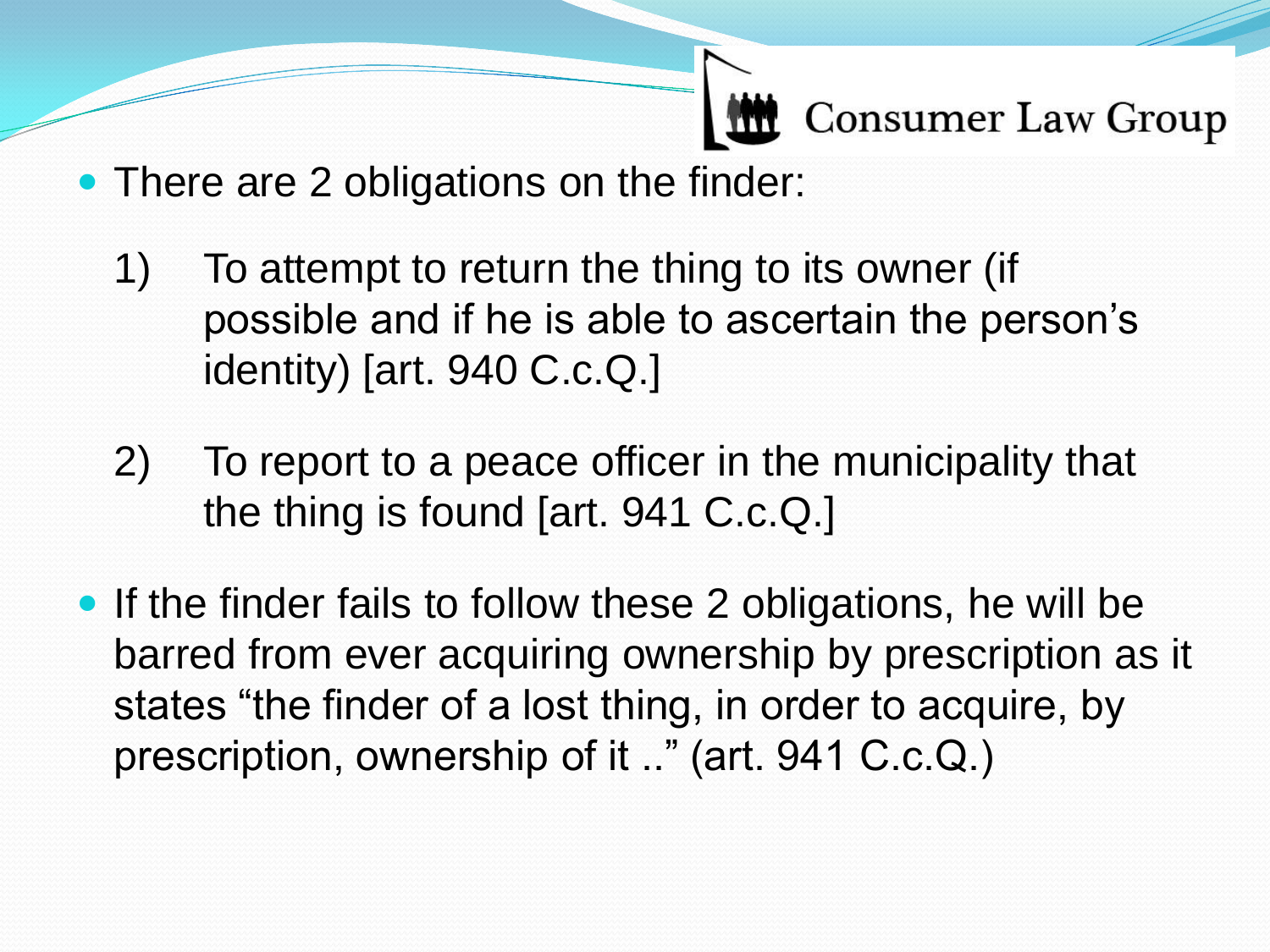- There are 2 obligations on the finder:

  1) To attempt to return the thing to its owner (if possible and if he is able to ascertain the person's identity) [art. 940 C.c.Q.]

  2) To report to a peace officer in the municipality that the thing is found [art. 941 C.c.Q.]

- If the finder fails to follow these 2 obligations, he will be barred from ever acquiring ownership by prescription as it states "the finder of a lost thing, in order to acquire, by prescription, ownership of it .." (art. 941 C.c.Q.)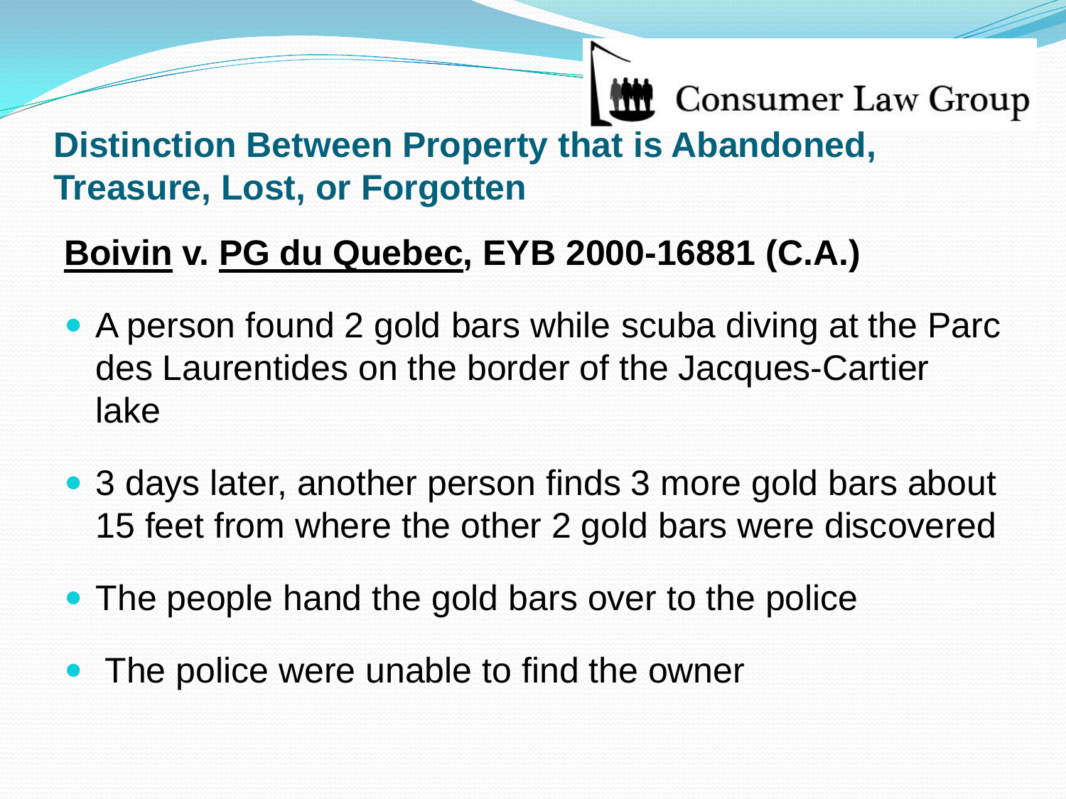## Distinction Between Property that is Abandoned, Treasure, Lost, or Forgotten

**Boivin v. PG du Quebec, EYB 2000-16881 (C.A.)**

- A person found 2 gold bars while scuba diving at the Parc des Laurentides on the border of the Jacques-Cartier lake
- 3 days later, another person finds 3 more gold bars about 15 feet from where the other 2 gold bars were discovered
- The people hand the gold bars over to the police
- The police were unable to find the owner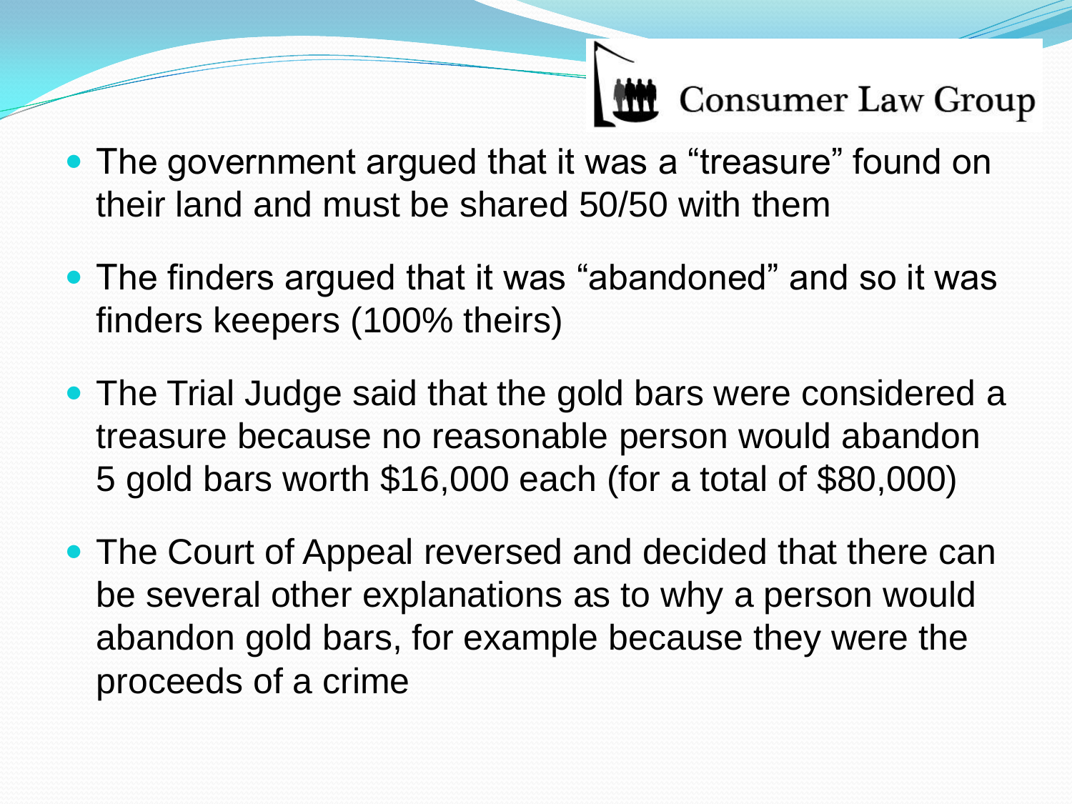- The government argued that it was a “treasure” found on their land and must be shared 50/50 with them
- The finders argued that it was “abandoned” and so it was finders keepers (100% theirs)
- The Trial Judge said that the gold bars were considered a treasure because no reasonable person would abandon 5 gold bars worth $16,000 each (for a total of $80,000)
- The Court of Appeal reversed and decided that there can be several other explanations as to why a person would abandon gold bars, for example because they were the proceeds of a crime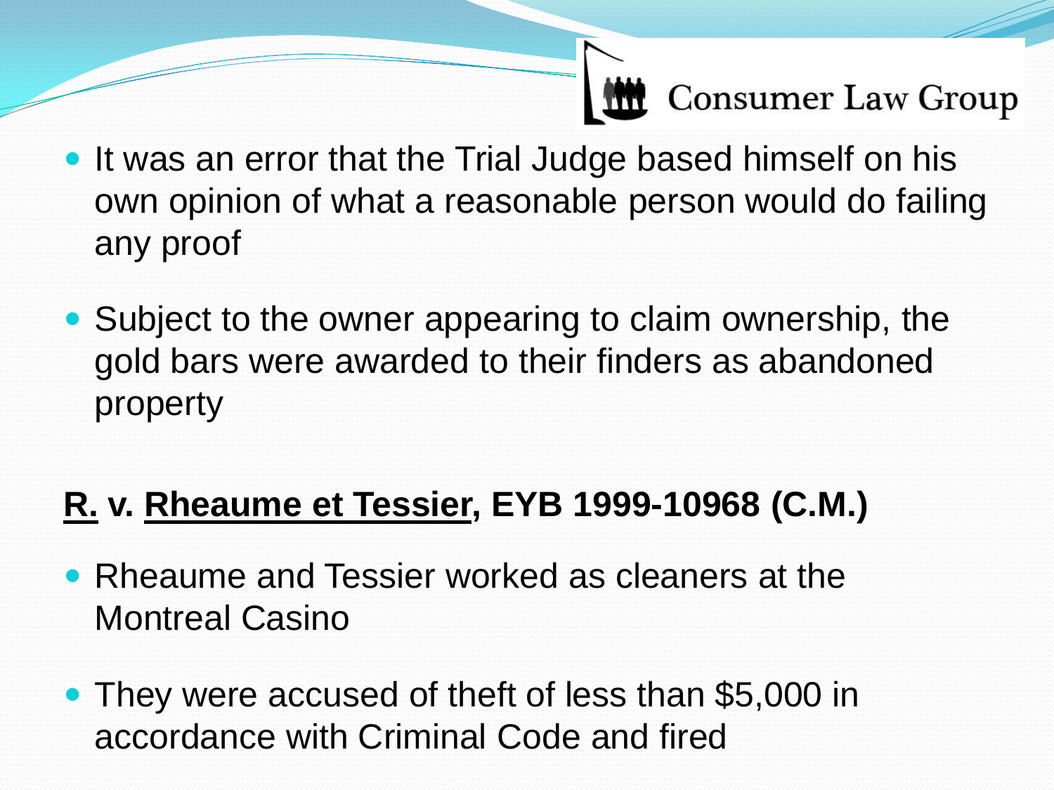- It was an error that the Trial Judge based himself on his own opinion of what a reasonable person would do failing any proof
- Subject to the owner appearing to claim ownership, the gold bars were awarded to their finders as abandoned property

**R. v. Rheaume et Tessier, EYB 1999-10968 (C.M.)**

- Rheaume and Tessier worked as cleaners at the Montreal Casino
- They were accused of theft of less than $5,000 in accordance with Criminal Code and fired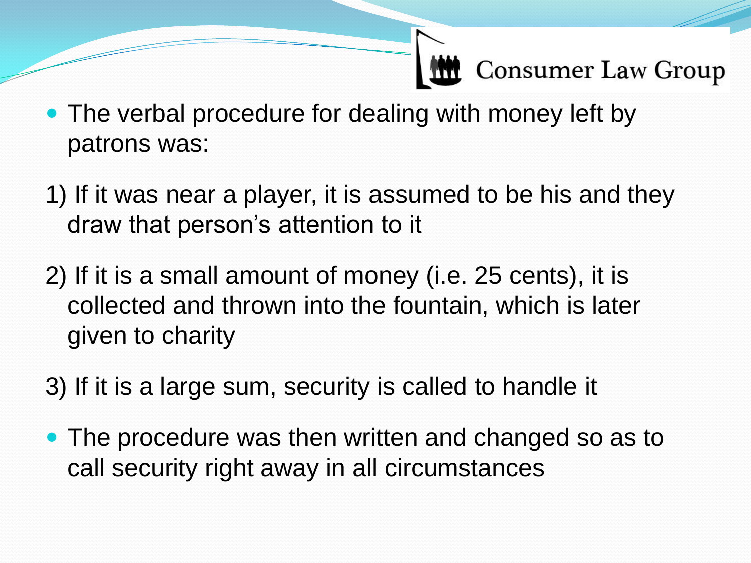- The verbal procedure for dealing with money left by patrons was:

1) If it was near a player, it is assumed to be his and they draw that person's attention to it

2) If it is a small amount of money (i.e. 25 cents), it is collected and thrown into the fountain, which is later given to charity

3) If it is a large sum, security is called to handle it

- The procedure was then written and changed so as to call security right away in all circumstances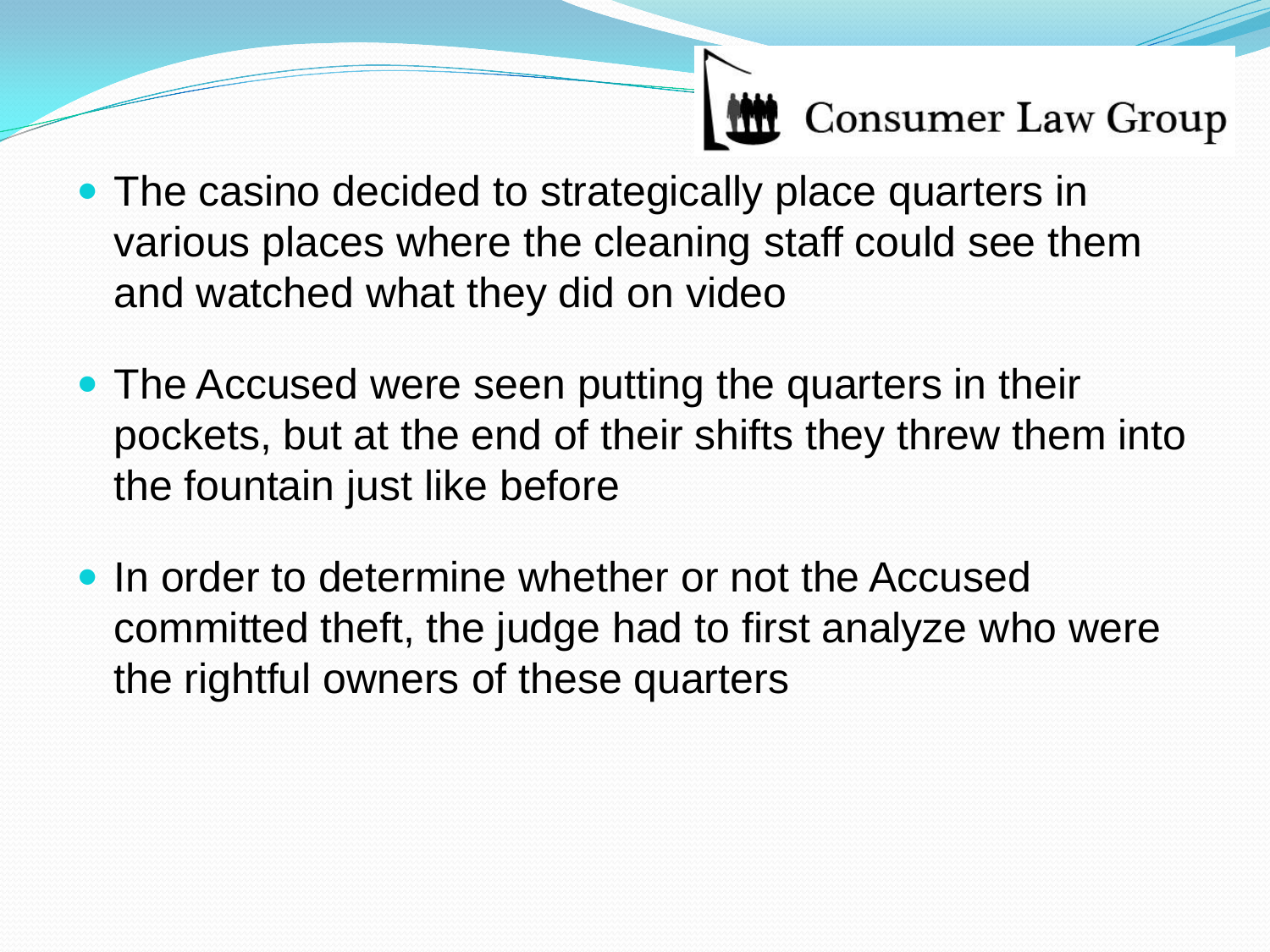- The casino decided to strategically place quarters in various places where the cleaning staff could see them and watched what they did on video
- The Accused were seen putting the quarters in their pockets, but at the end of their shifts they threw them into the fountain just like before
- In order to determine whether or not the Accused committed theft, the judge had to first analyze who were the rightful owners of these quarters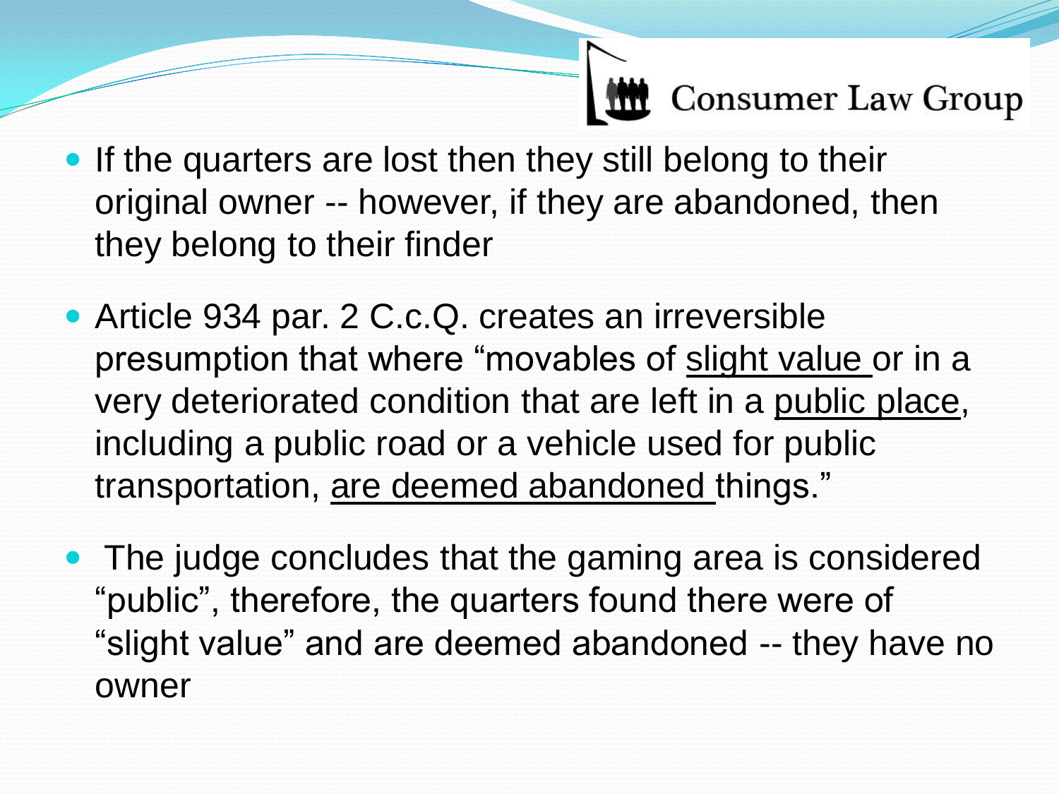- If the quarters are lost then they still belong to their original owner -- however, if they are abandoned, then they belong to their finder
- Article 934 par. 2 C.c.Q. creates an irreversible presumption that where "movables of <u>slight value</u> or in a very deteriorated condition that are left in a <u>public place</u>, including a public road or a vehicle used for public transportation, <u>are deemed abandoned</u> things."
- The judge concludes that the gaming area is considered "public", therefore, the quarters found there were of "slight value" and are deemed abandoned -- they have no owner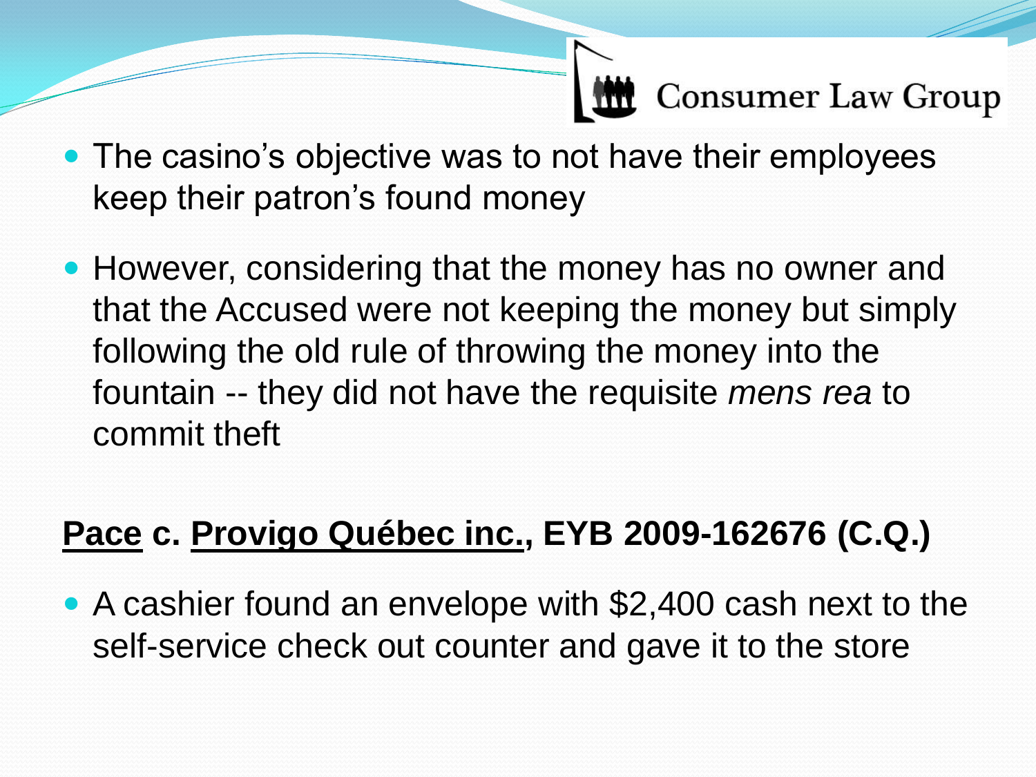- The casino's objective was to not have their employees keep their patron's found money
- However, considering that the money has no owner and that the Accused were not keeping the money but simply following the old rule of throwing the money into the fountain -- they did not have the requisite *mens rea* to commit theft

**Pace c. Provigo Québec inc., EYB 2009-162676 (C.Q.)**

- A cashier found an envelope with $2,400 cash next to the self-service check out counter and gave it to the store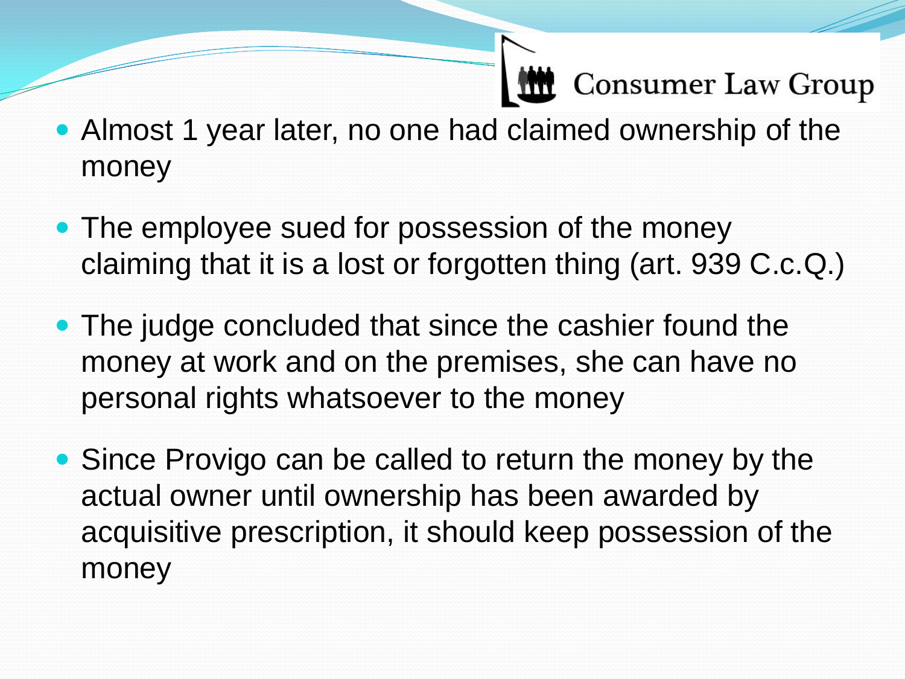- Almost 1 year later, no one had claimed ownership of the money
- The employee sued for possession of the money claiming that it is a lost or forgotten thing (art. 939 C.c.Q.)
- The judge concluded that since the cashier found the money at work and on the premises, she can have no personal rights whatsoever to the money
- Since Provigo can be called to return the money by the actual owner until ownership has been awarded by acquisitive prescription, it should keep possession of the money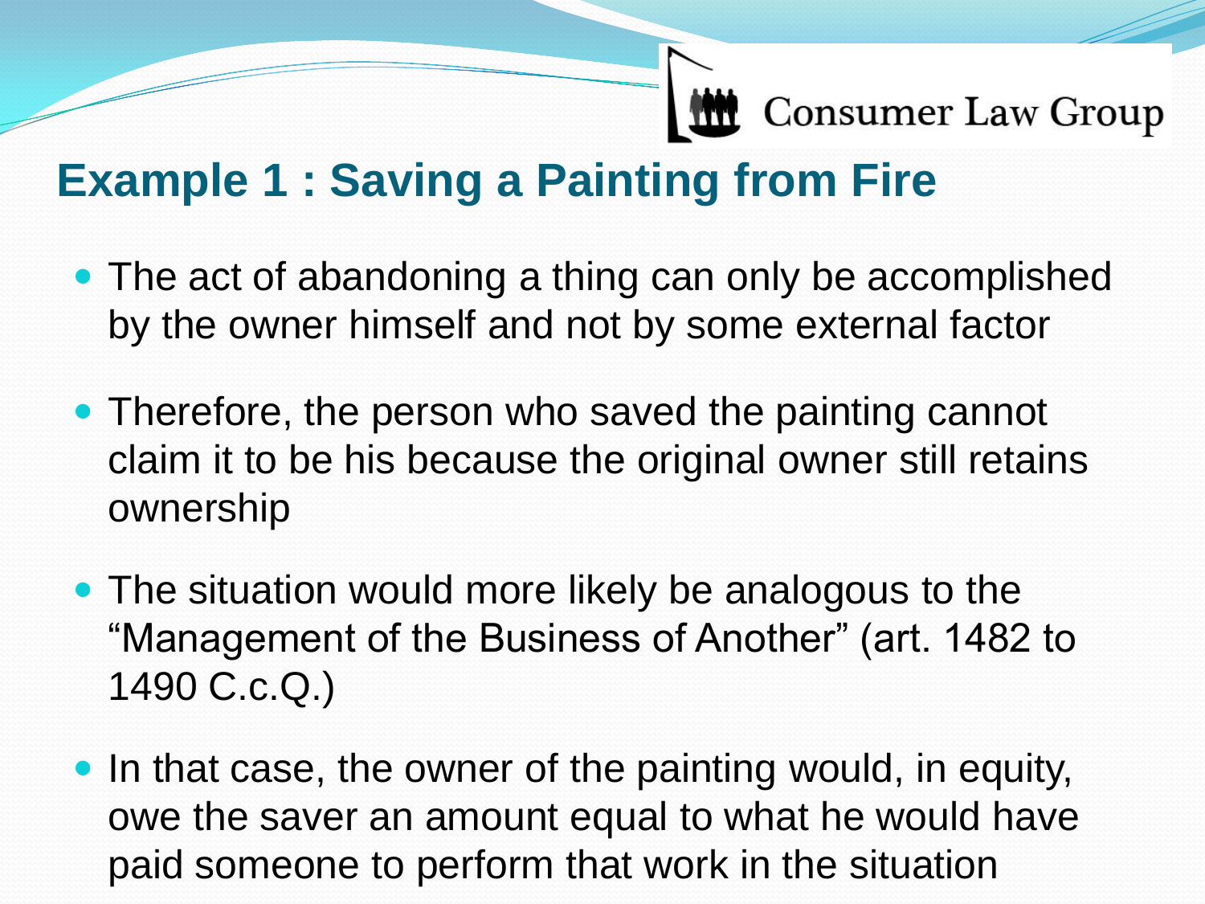## Example 1 : Saving a Painting from Fire

- The act of abandoning a thing can only be accomplished by the owner himself and not by some external factor
- Therefore, the person who saved the painting cannot claim it to be his because the original owner still retains ownership
- The situation would more likely be analogous to the "Management of the Business of Another" (art. 1482 to 1490 C.c.Q.)
- In that case, the owner of the painting would, in equity, owe the saver an amount equal to what he would have paid someone to perform that work in the situation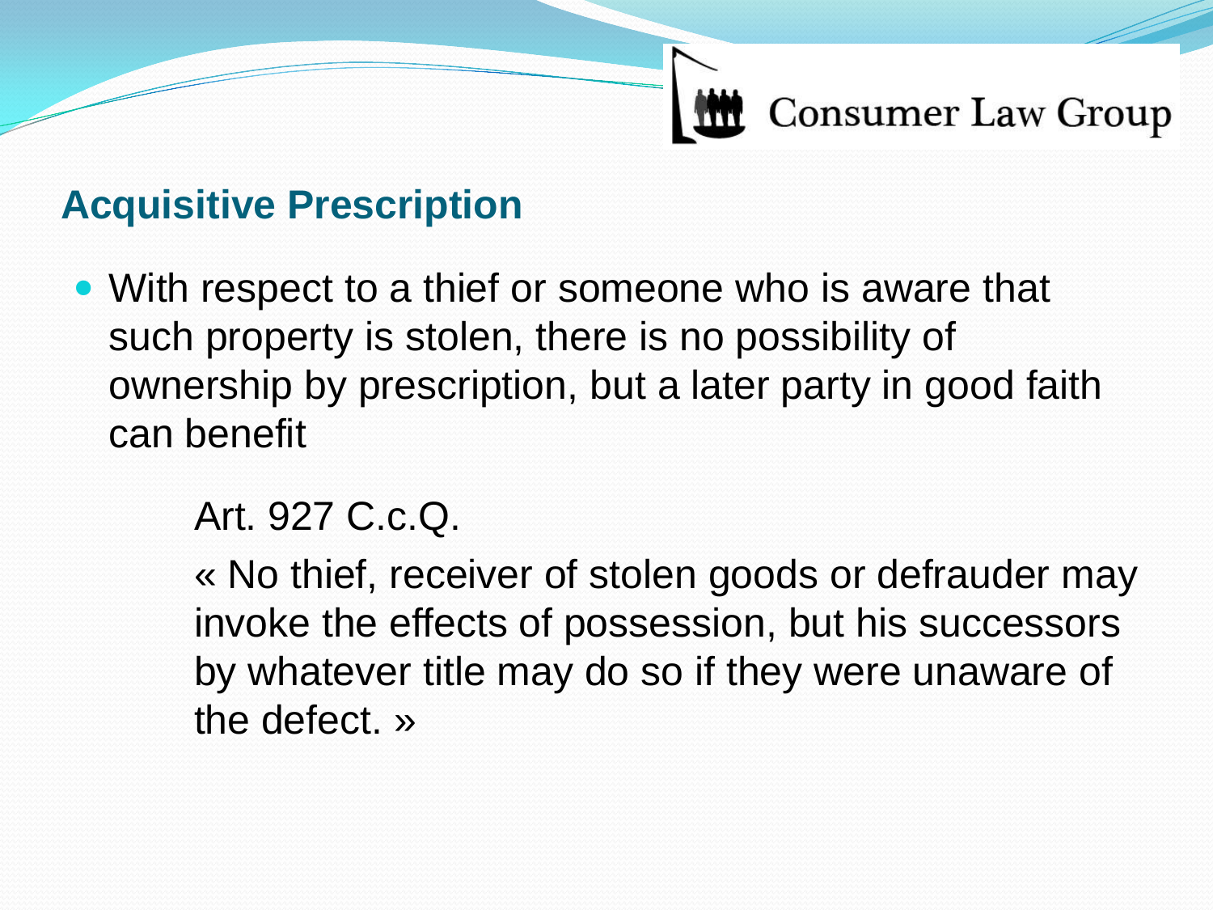## Acquisitive Prescription

- With respect to a thief or someone who is aware that such property is stolen, there is no possibility of ownership by prescription, but a later party in good faith can benefit

  Art. 927 C.c.Q.

  « No thief, receiver of stolen goods or defrauder may invoke the effects of possession, but his successors by whatever title may do so if they were unaware of the defect. »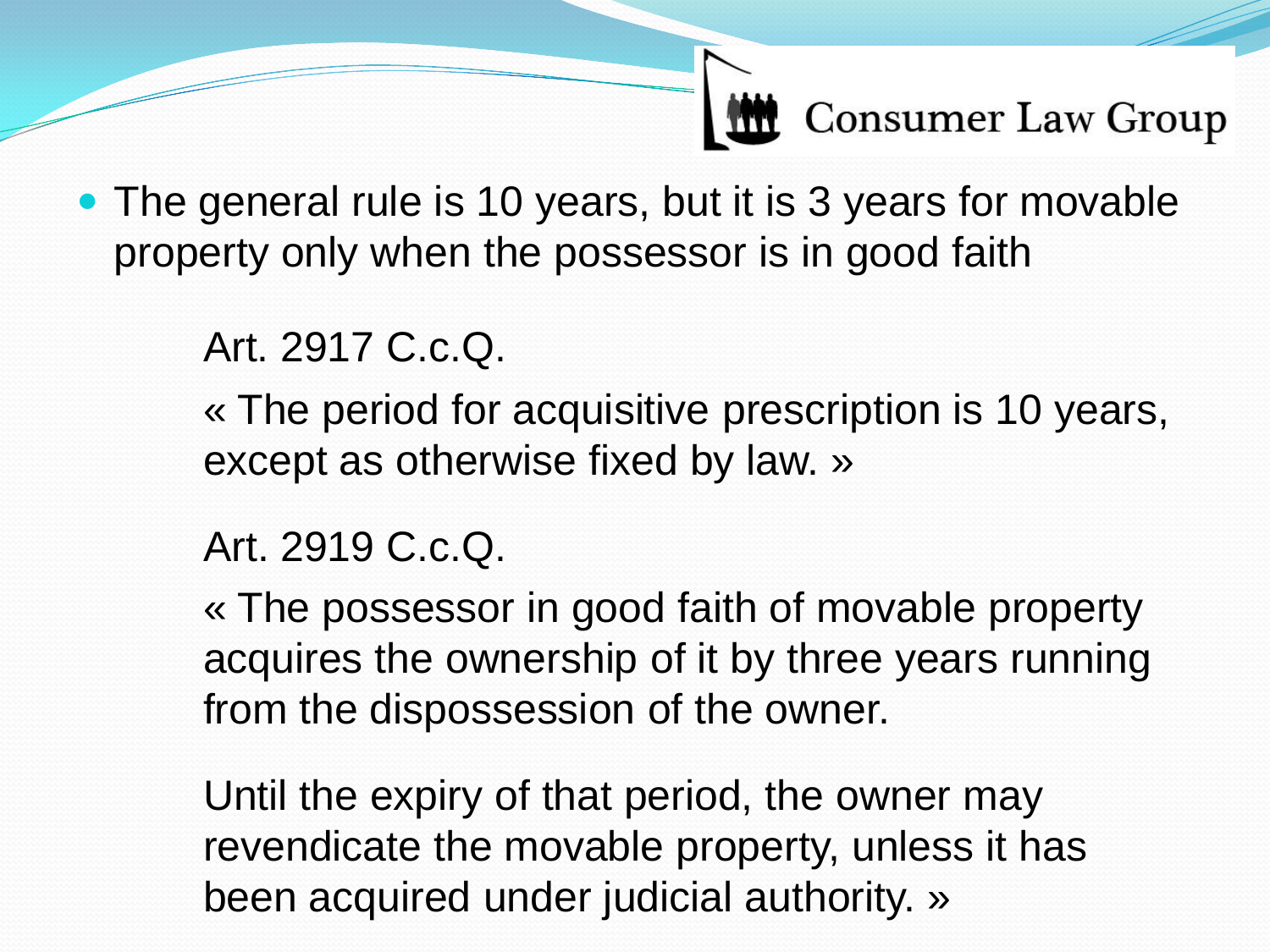- The general rule is 10 years, but it is 3 years for movable property only when the possessor is in good faith

  Art. 2917 C.c.Q.

  « The period for acquisitive prescription is 10 years, except as otherwise fixed by law. »

  Art. 2919 C.c.Q.

  « The possessor in good faith of movable property acquires the ownership of it by three years running from the dispossession of the owner.

  Until the expiry of that period, the owner may revendicate the movable property, unless it has been acquired under judicial authority. »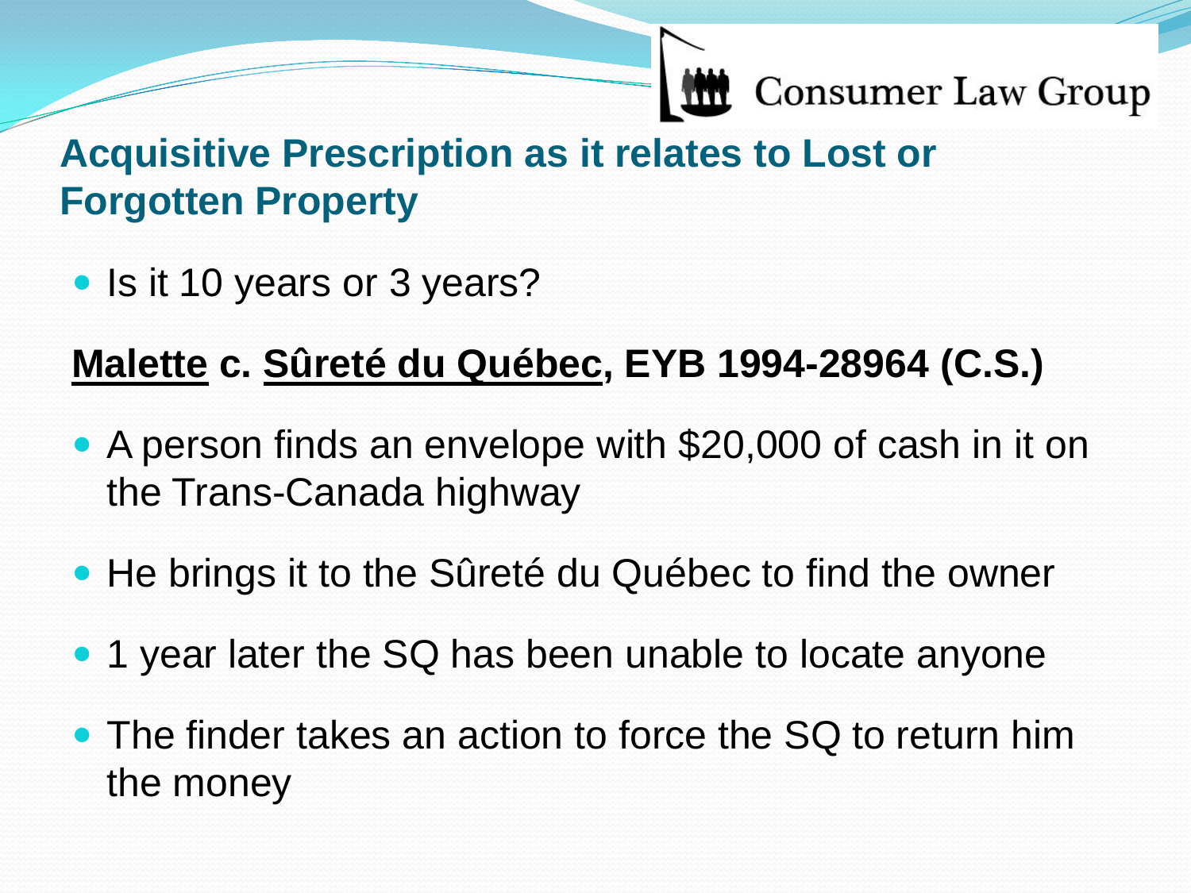## Acquisitive Prescription as it relates to Lost or Forgotten Property

- Is it 10 years or 3 years?

**Malette c. Sûreté du Québec, EYB 1994-28964 (C.S.)**

- A person finds an envelope with $20,000 of cash in it on the Trans-Canada highway
- He brings it to the Sûreté du Québec to find the owner
- 1 year later the SQ has been unable to locate anyone
- The finder takes an action to force the SQ to return him the money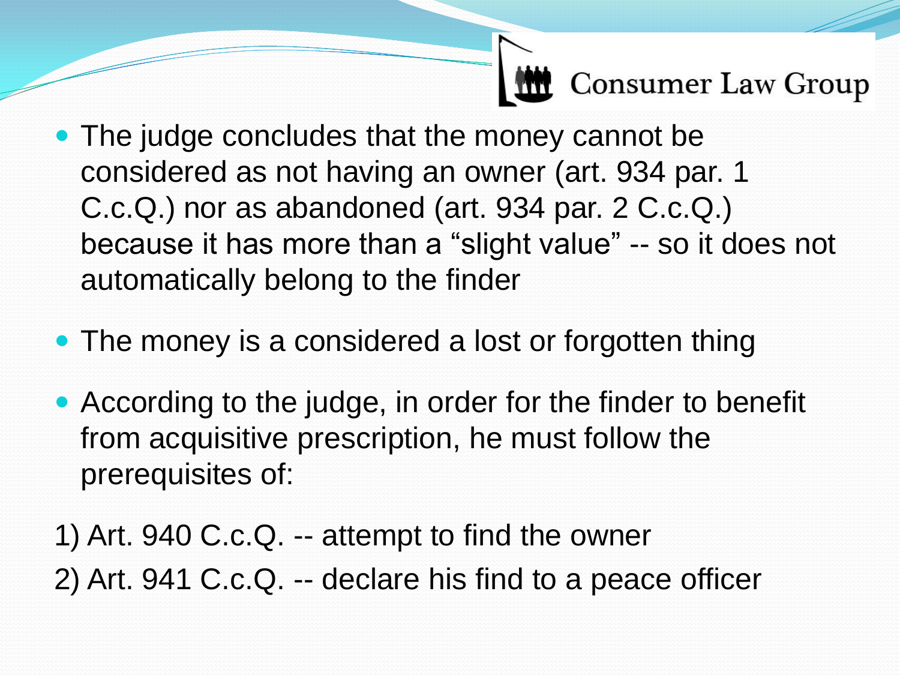- The judge concludes that the money cannot be considered as not having an owner (art. 934 par. 1 C.c.Q.) nor as abandoned (art. 934 par. 2 C.c.Q.) because it has more than a “slight value” -- so it does not automatically belong to the finder
- The money is a considered a lost or forgotten thing
- According to the judge, in order for the finder to benefit from acquisitive prescription, he must follow the prerequisites of:

1) Art. 940 C.c.Q. -- attempt to find the owner
2) Art. 941 C.c.Q. -- declare his find to a peace officer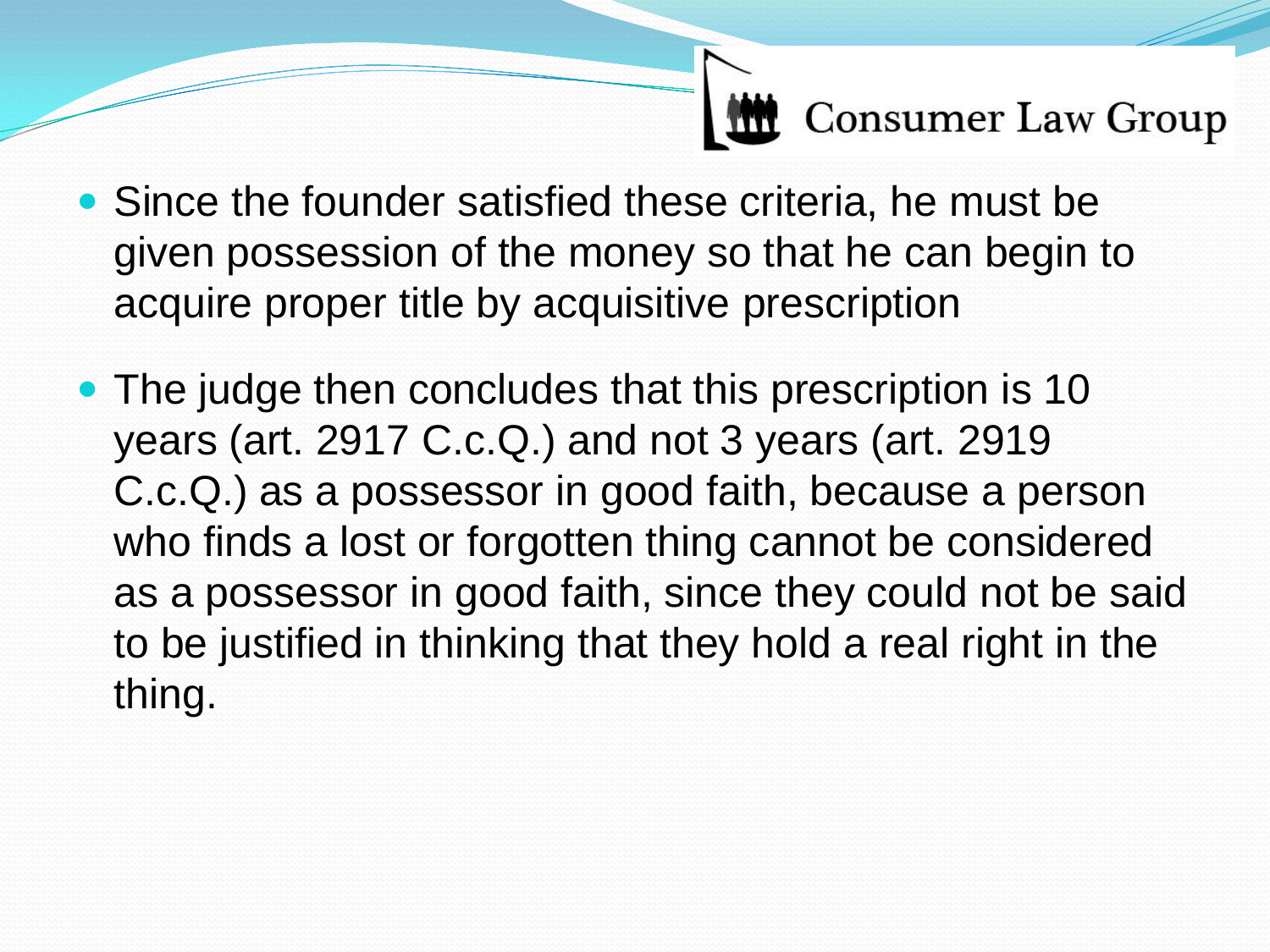- Since the founder satisfied these criteria, he must be given possession of the money so that he can begin to acquire proper title by acquisitive prescription
- The judge then concludes that this prescription is 10 years (art. 2917 C.c.Q.) and not 3 years (art. 2919 C.c.Q.) as a possessor in good faith, because a person who finds a lost or forgotten thing cannot be considered as a possessor in good faith, since they could not be said to be justified in thinking that they hold a real right in the thing.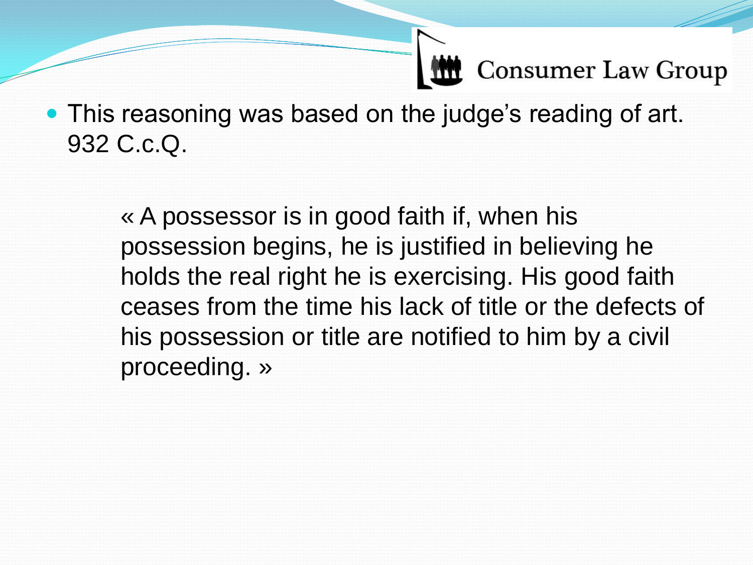- This reasoning was based on the judge's reading of art. 932 C.c.Q.

> « A possessor is in good faith if, when his possession begins, he is justified in believing he holds the real right he is exercising. His good faith ceases from the time his lack of title or the defects of his possession or title are notified to him by a civil proceeding. »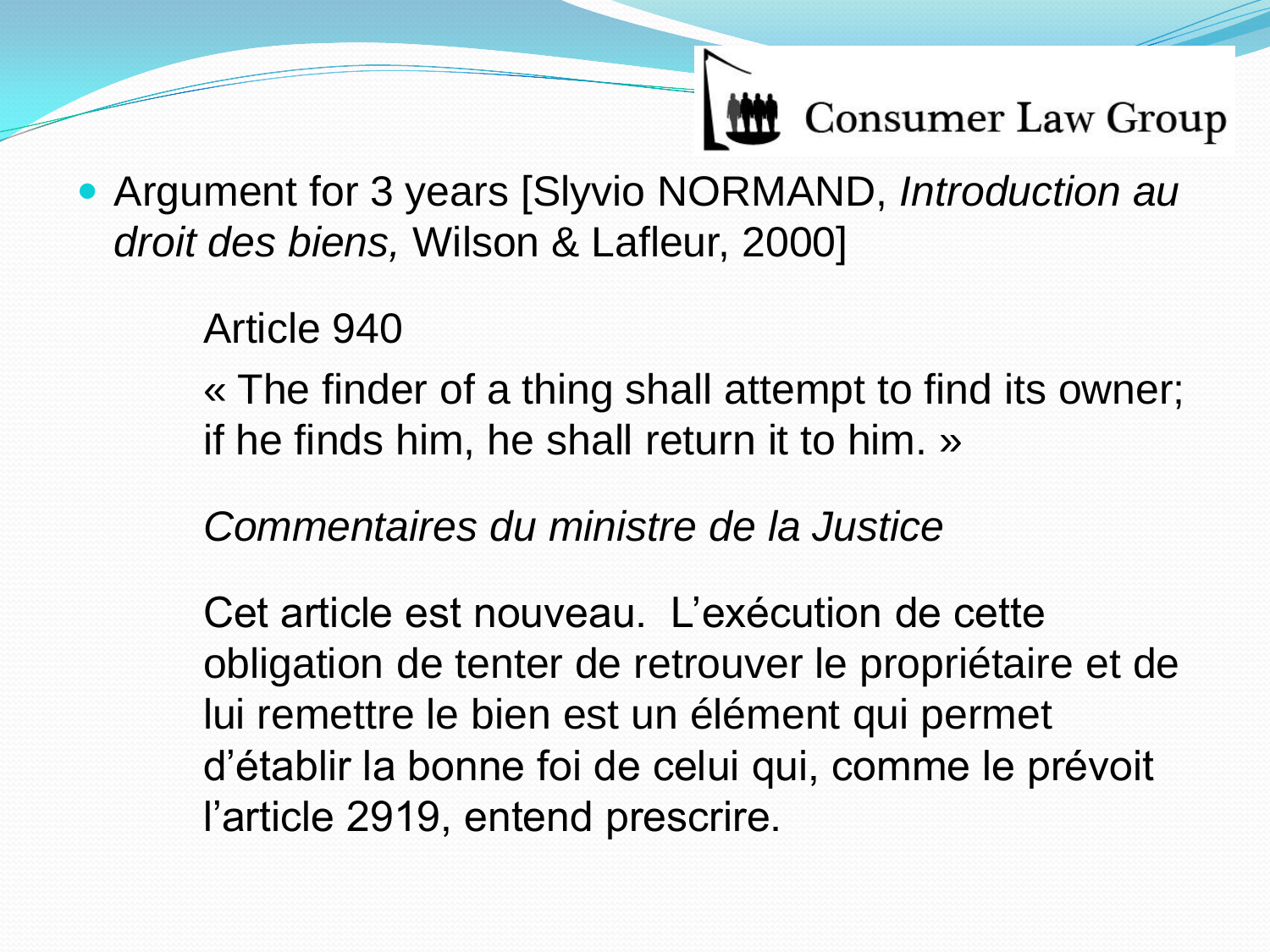- Argument for 3 years [Slyvio NORMAND, *Introduction au droit des biens,* Wilson & Lafleur, 2000]

  Article 940

  « The finder of a thing shall attempt to find its owner; if he finds him, he shall return it to him. »

  *Commentaires du ministre de la Justice*

  Cet article est nouveau. L'exécution de cette obligation de tenter de retrouver le propriétaire et de lui remettre le bien est un élément qui permet d'établir la bonne foi de celui qui, comme le prévoit l'article 2919, entend prescrire.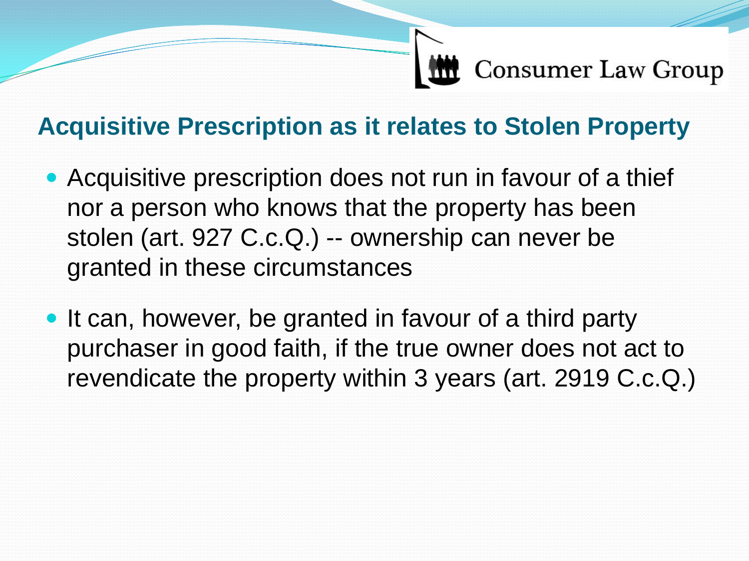## Acquisitive Prescription as it relates to Stolen Property

- Acquisitive prescription does not run in favour of a thief nor a person who knows that the property has been stolen (art. 927 C.c.Q.) -- ownership can never be granted in these circumstances
- It can, however, be granted in favour of a third party purchaser in good faith, if the true owner does not act to revendicate the property within 3 years (art. 2919 C.c.Q.)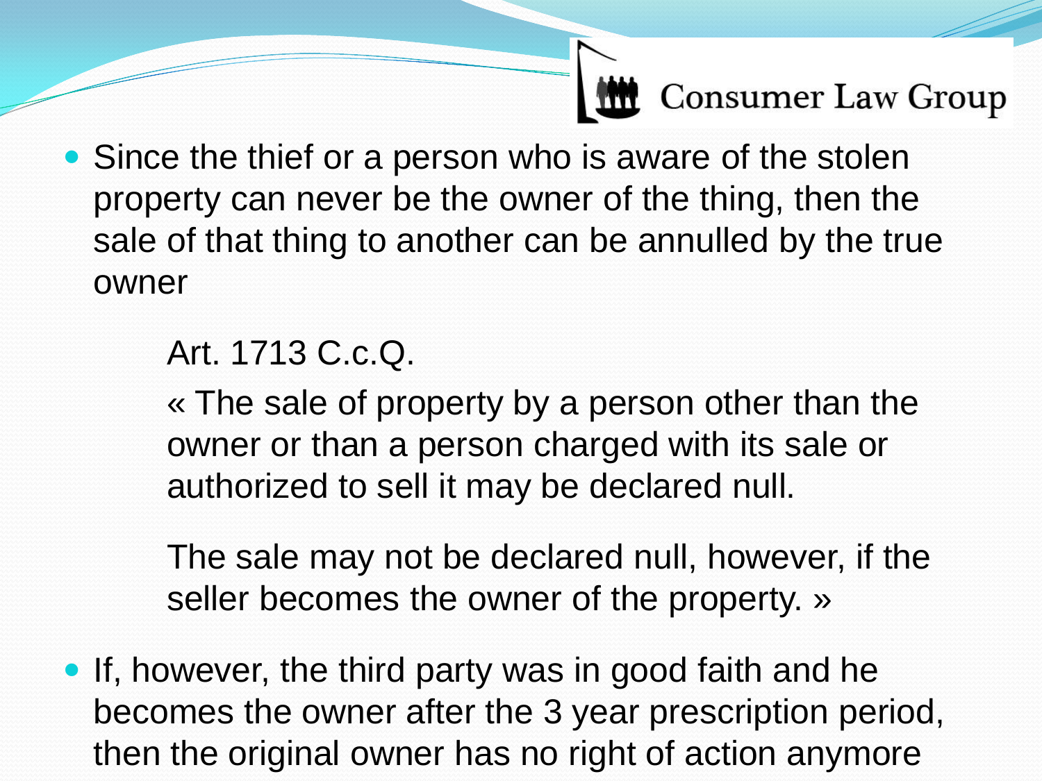- Since the thief or a person who is aware of the stolen property can never be the owner of the thing, then the sale of that thing to another can be annulled by the true owner

  Art. 1713 C.c.Q.

  « The sale of property by a person other than the owner or than a person charged with its sale or authorized to sell it may be declared null.

  The sale may not be declared null, however, if the seller becomes the owner of the property. »

- If, however, the third party was in good faith and he becomes the owner after the 3 year prescription period, then the original owner has no right of action anymore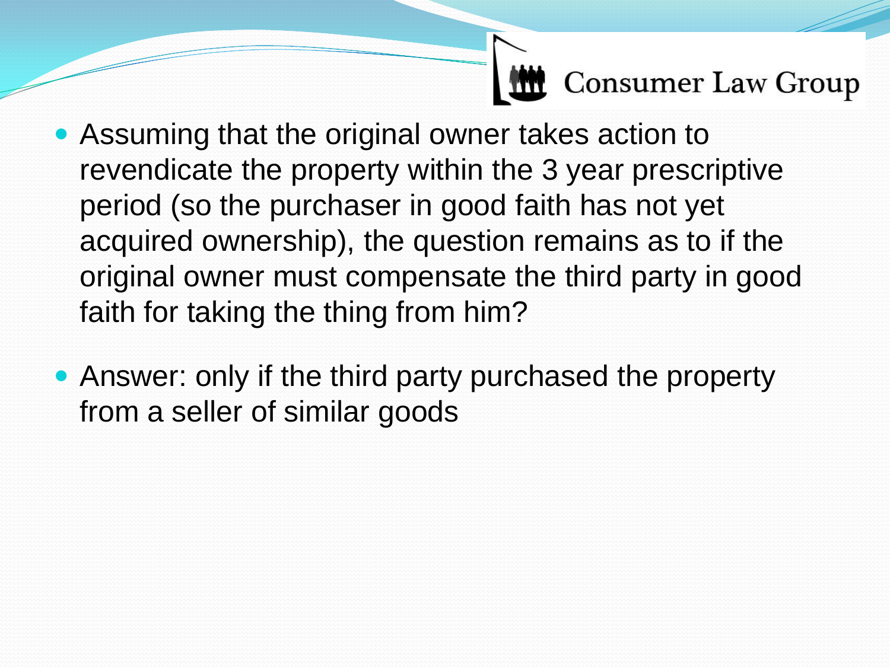- Assuming that the original owner takes action to revendicate the property within the 3 year prescriptive period (so the purchaser in good faith has not yet acquired ownership), the question remains as to if the original owner must compensate the third party in good faith for taking the thing from him?
- Answer: only if the third party purchased the property from a seller of similar goods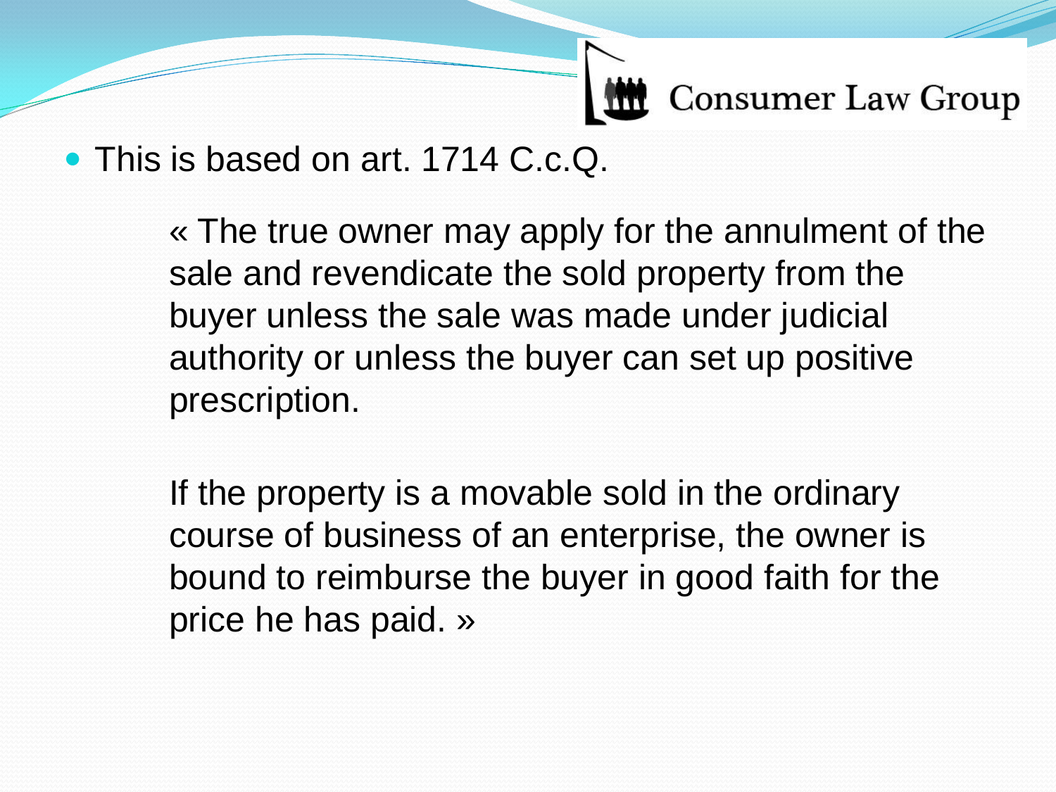- This is based on art. 1714 C.c.Q.

  « The true owner may apply for the annulment of the sale and revendicate the sold property from the buyer unless the sale was made under judicial authority or unless the buyer can set up positive prescription.

  If the property is a movable sold in the ordinary course of business of an enterprise, the owner is bound to reimburse the buyer in good faith for the price he has paid. »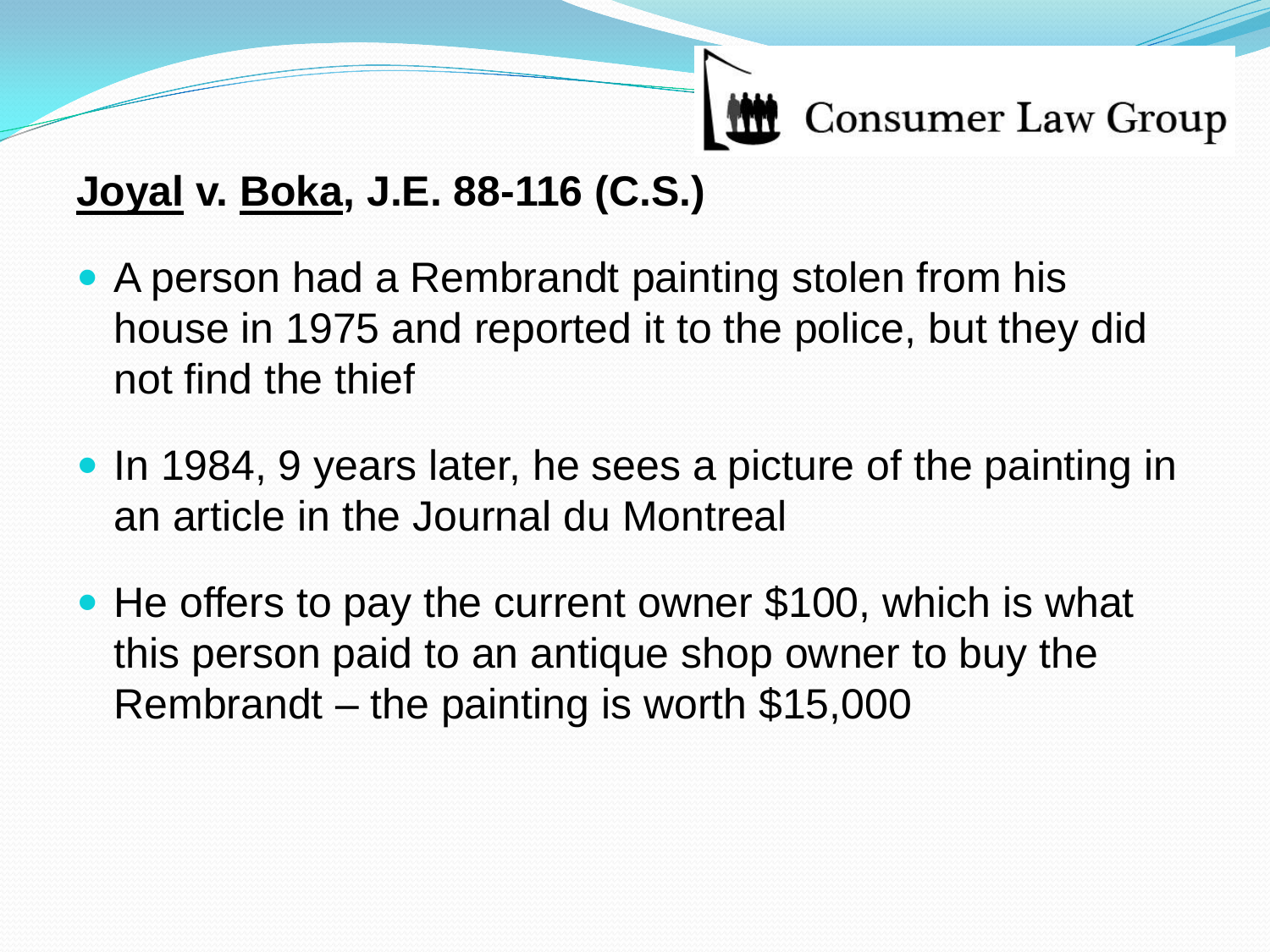## Joyal v. Boka, J.E. 88-116 (C.S.)

- A person had a Rembrandt painting stolen from his house in 1975 and reported it to the police, but they did not find the thief
- In 1984, 9 years later, he sees a picture of the painting in an article in the Journal du Montreal
- He offers to pay the current owner $100, which is what this person paid to an antique shop owner to buy the Rembrandt – the painting is worth $15,000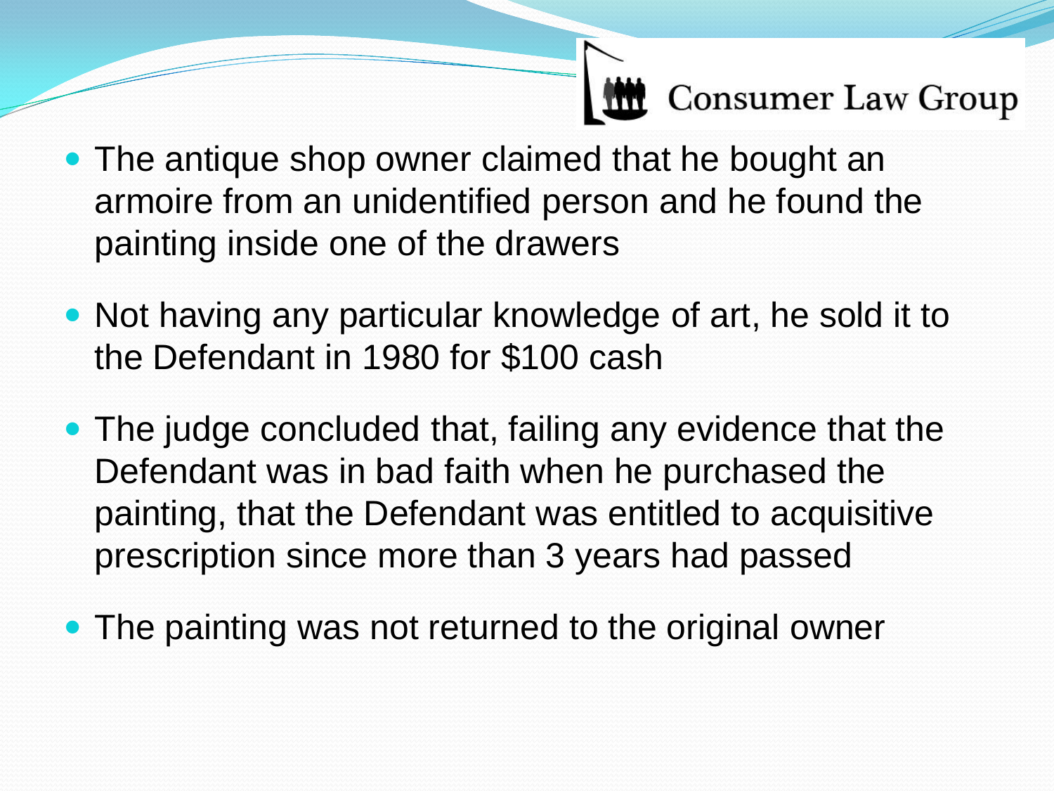- The antique shop owner claimed that he bought an armoire from an unidentified person and he found the painting inside one of the drawers
- Not having any particular knowledge of art, he sold it to the Defendant in 1980 for $100 cash
- The judge concluded that, failing any evidence that the Defendant was in bad faith when he purchased the painting, that the Defendant was entitled to acquisitive prescription since more than 3 years had passed
- The painting was not returned to the original owner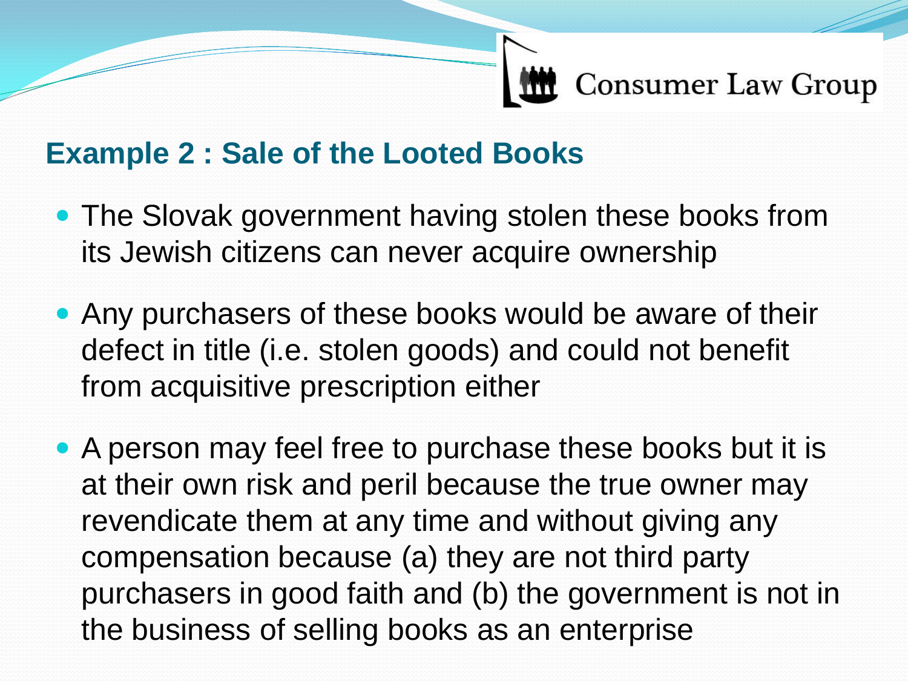## Example 2 : Sale of the Looted Books

- The Slovak government having stolen these books from its Jewish citizens can never acquire ownership
- Any purchasers of these books would be aware of their defect in title (i.e. stolen goods) and could not benefit from acquisitive prescription either
- A person may feel free to purchase these books but it is at their own risk and peril because the true owner may revendicate them at any time and without giving any compensation because (a) they are not third party purchasers in good faith and (b) the government is not in the business of selling books as an enterprise